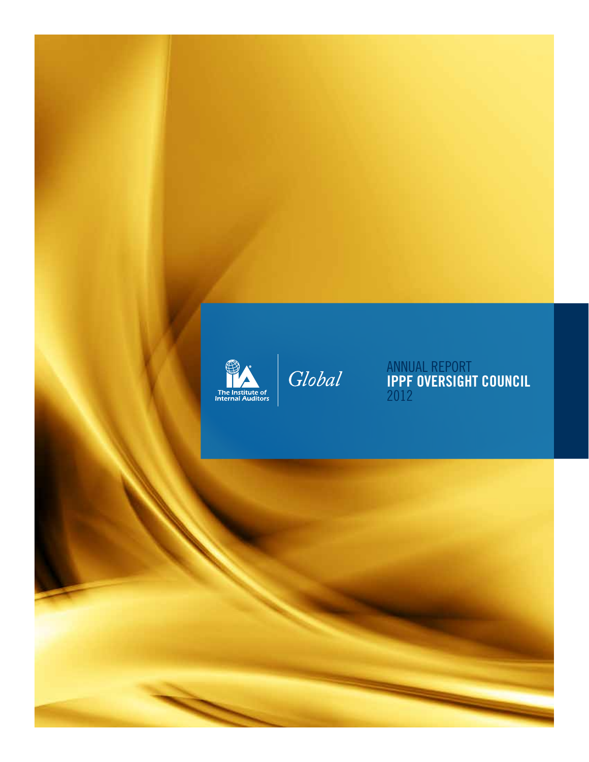The Institute of Internal Auditors

*Global*

# ANNUAL REPORT
# IPPF OVERSIGHT COUNCIL
# 2012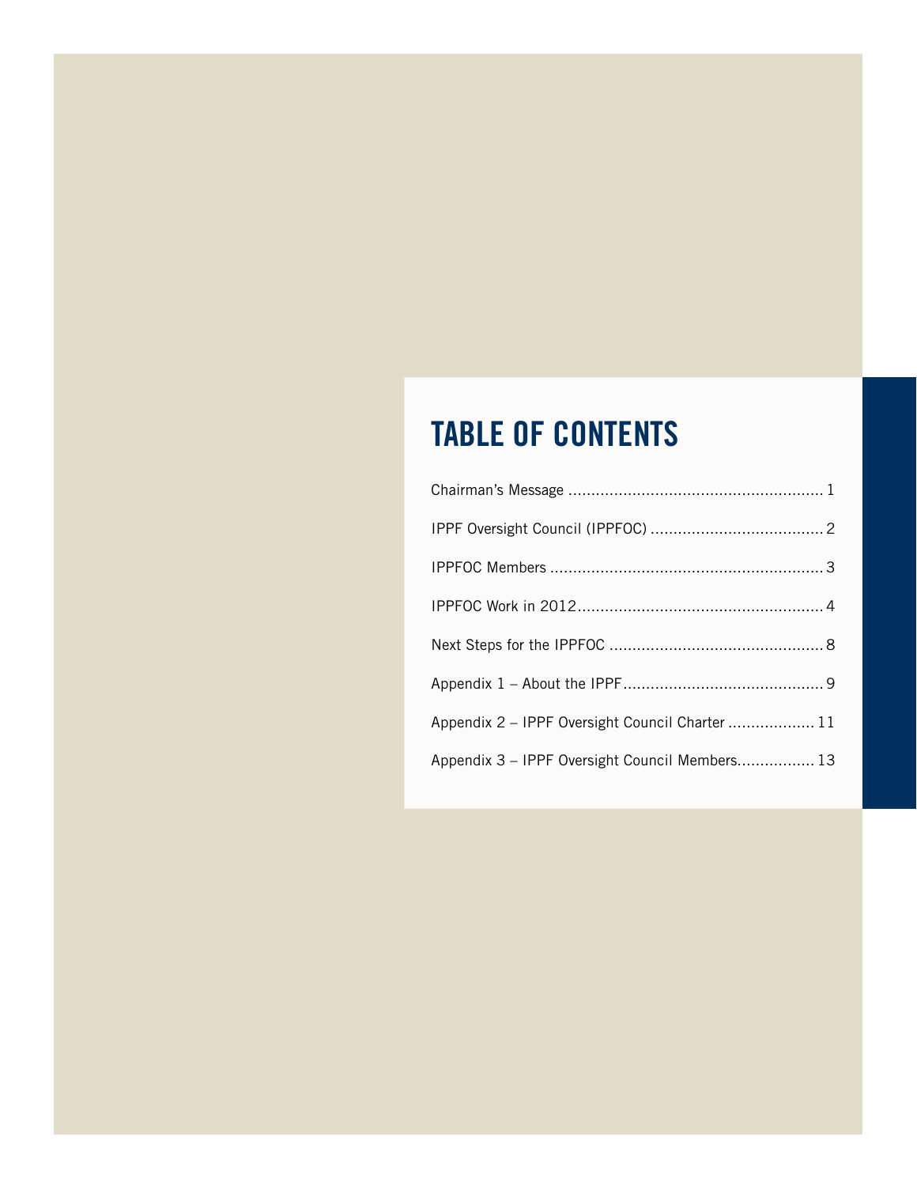# TABLE OF CONTENTS

Chairman's Message ........................................................ 1

IPPF Oversight Council (IPPFOC) ...................................... 2

IPPFOC Members ............................................................ 3

IPPFOC Work in 2012...................................................... 4

Next Steps for the IPPFOC ............................................... 8

Appendix 1 – About the IPPF............................................ 9

Appendix 2 – IPPF Oversight Council Charter ................... 11

Appendix 3 – IPPF Oversight Council Members................. 13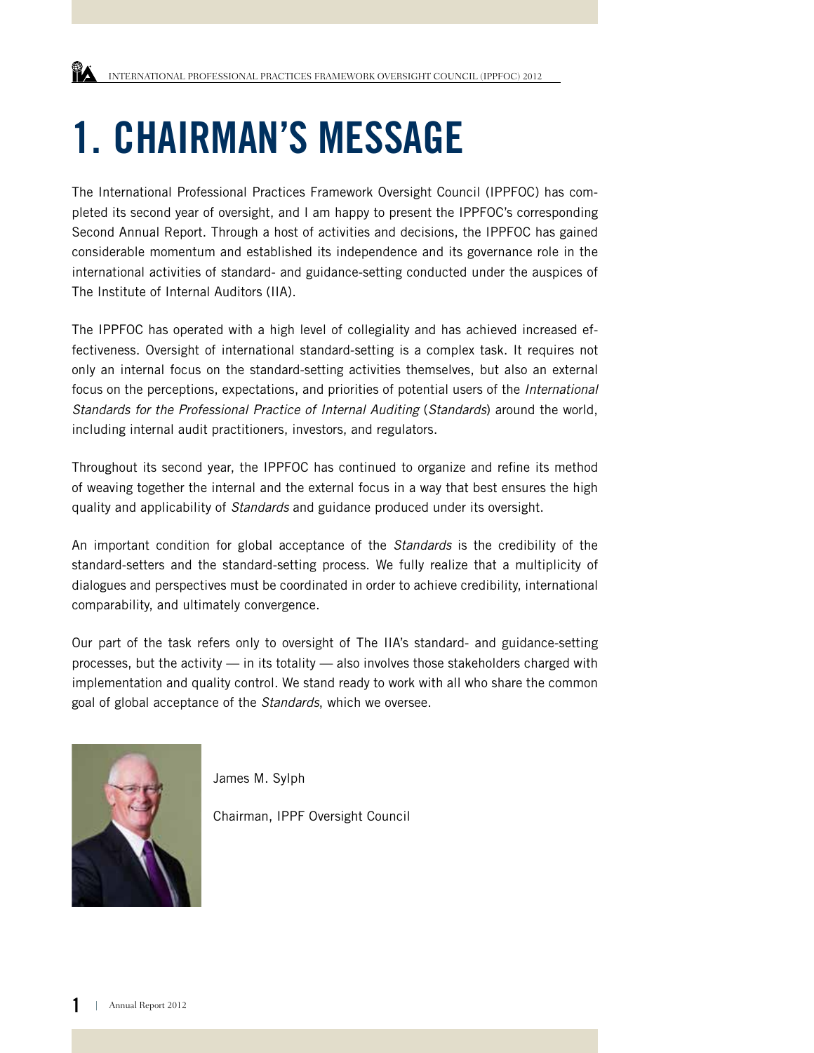# 1. CHAIRMAN'S MESSAGE

The International Professional Practices Framework Oversight Council (IPPFOC) has completed its second year of oversight, and I am happy to present the IPPFOC's corresponding Second Annual Report. Through a host of activities and decisions, the IPPFOC has gained considerable momentum and established its independence and its governance role in the international activities of standard- and guidance-setting conducted under the auspices of The Institute of Internal Auditors (IIA).

The IPPFOC has operated with a high level of collegiality and has achieved increased effectiveness. Oversight of international standard-setting is a complex task. It requires not only an internal focus on the standard-setting activities themselves, but also an external focus on the perceptions, expectations, and priorities of potential users of the *International Standards for the Professional Practice of Internal Auditing* (*Standards*) around the world, including internal audit practitioners, investors, and regulators.

Throughout its second year, the IPPFOC has continued to organize and refine its method of weaving together the internal and the external focus in a way that best ensures the high quality and applicability of *Standards* and guidance produced under its oversight.

An important condition for global acceptance of the *Standards* is the credibility of the standard-setters and the standard-setting process. We fully realize that a multiplicity of dialogues and perspectives must be coordinated in order to achieve credibility, international comparability, and ultimately convergence.

Our part of the task refers only to oversight of The IIA's standard- and guidance-setting processes, but the activity — in its totality — also involves those stakeholders charged with implementation and quality control. We stand ready to work with all who share the common goal of global acceptance of the *Standards*, which we oversee.

James M. Sylph

Chairman, IPPF Oversight Council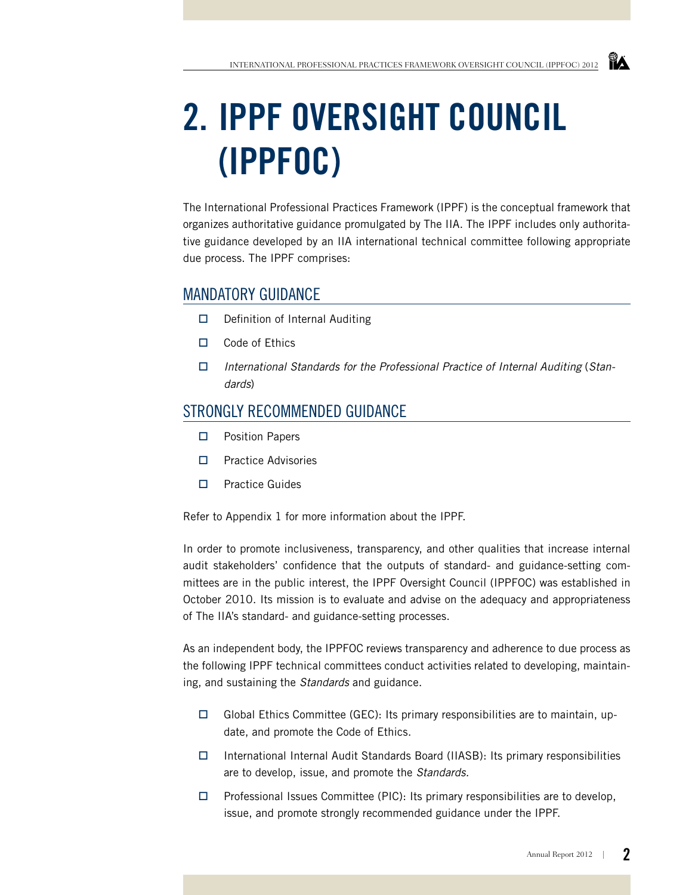# 2. IPPF OVERSIGHT COUNCIL (IPPFOC)

The International Professional Practices Framework (IPPF) is the conceptual framework that organizes authoritative guidance promulgated by The IIA. The IPPF includes only authoritative guidance developed by an IIA international technical committee following appropriate due process. The IPPF comprises:

## MANDATORY GUIDANCE

- Definition of Internal Auditing
- Code of Ethics
- *International Standards for the Professional Practice of Internal Auditing* (*Standards*)

## STRONGLY RECOMMENDED GUIDANCE

- Position Papers
- Practice Advisories
- Practice Guides

Refer to Appendix 1 for more information about the IPPF.

In order to promote inclusiveness, transparency, and other qualities that increase internal audit stakeholders' confidence that the outputs of standard- and guidance-setting committees are in the public interest, the IPPF Oversight Council (IPPFOC) was established in October 2010. Its mission is to evaluate and advise on the adequacy and appropriateness of The IIA's standard- and guidance-setting processes.

As an independent body, the IPPFOC reviews transparency and adherence to due process as the following IPPF technical committees conduct activities related to developing, maintaining, and sustaining the *Standards* and guidance.

- Global Ethics Committee (GEC): Its primary responsibilities are to maintain, update, and promote the Code of Ethics.
- International Internal Audit Standards Board (IIASB): Its primary responsibilities are to develop, issue, and promote the *Standards.*
- Professional Issues Committee (PIC): Its primary responsibilities are to develop, issue, and promote strongly recommended guidance under the IPPF.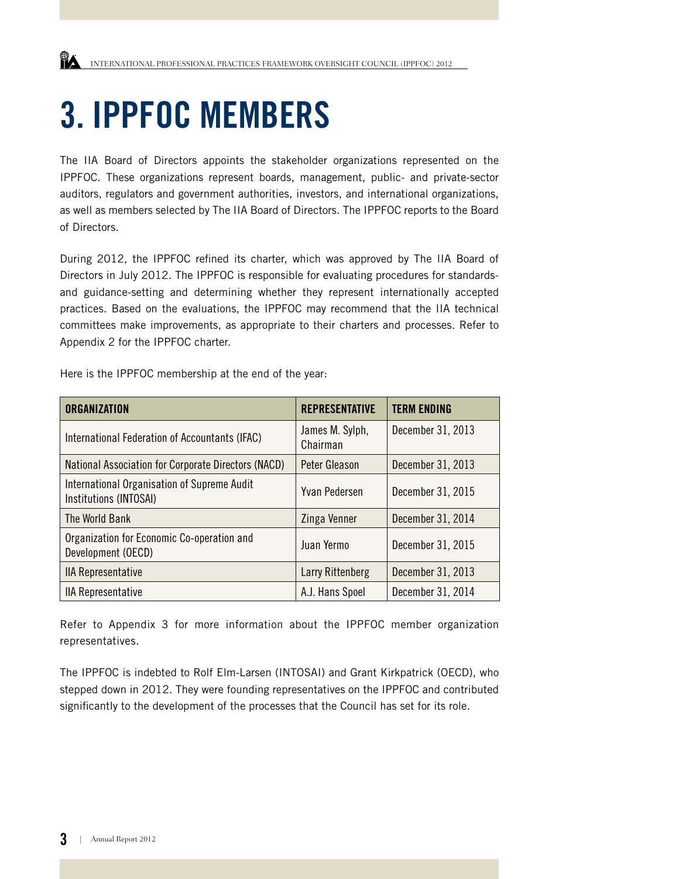# 3. IPPFOC MEMBERS

The IIA Board of Directors appoints the stakeholder organizations represented on the IPPFOC. These organizations represent boards, management, public- and private-sector auditors, regulators and government authorities, investors, and international organizations, as well as members selected by The IIA Board of Directors. The IPPFOC reports to the Board of Directors.

During 2012, the IPPFOC refined its charter, which was approved by The IIA Board of Directors in July 2012. The IPPFOC is responsible for evaluating procedures for standards- and guidance-setting and determining whether they represent internationally accepted practices. Based on the evaluations, the IPPFOC may recommend that the IIA technical committees make improvements, as appropriate to their charters and processes. Refer to Appendix 2 for the IPPFOC charter.

Here is the IPPFOC membership at the end of the year:

| ORGANIZATION | REPRESENTATIVE | TERM ENDING |
|---|---|---|
| International Federation of Accountants (IFAC) | James M. Sylph, Chairman | December 31, 2013 |
| National Association for Corporate Directors (NACD) | Peter Gleason | December 31, 2013 |
| International Organisation of Supreme Audit Institutions (INTOSAI) | Yvan Pedersen | December 31, 2015 |
| The World Bank | Zinga Venner | December 31, 2014 |
| Organization for Economic Co-operation and Development (OECD) | Juan Yermo | December 31, 2015 |
| IIA Representative | Larry Rittenberg | December 31, 2013 |
| IIA Representative | A.J. Hans Spoel | December 31, 2014 |

Refer to Appendix 3 for more information about the IPPFOC member organization representatives.

The IPPFOC is indebted to Rolf Elm-Larsen (INTOSAI) and Grant Kirkpatrick (OECD), who stepped down in 2012. They were founding representatives on the IPPFOC and contributed significantly to the development of the processes that the Council has set for its role.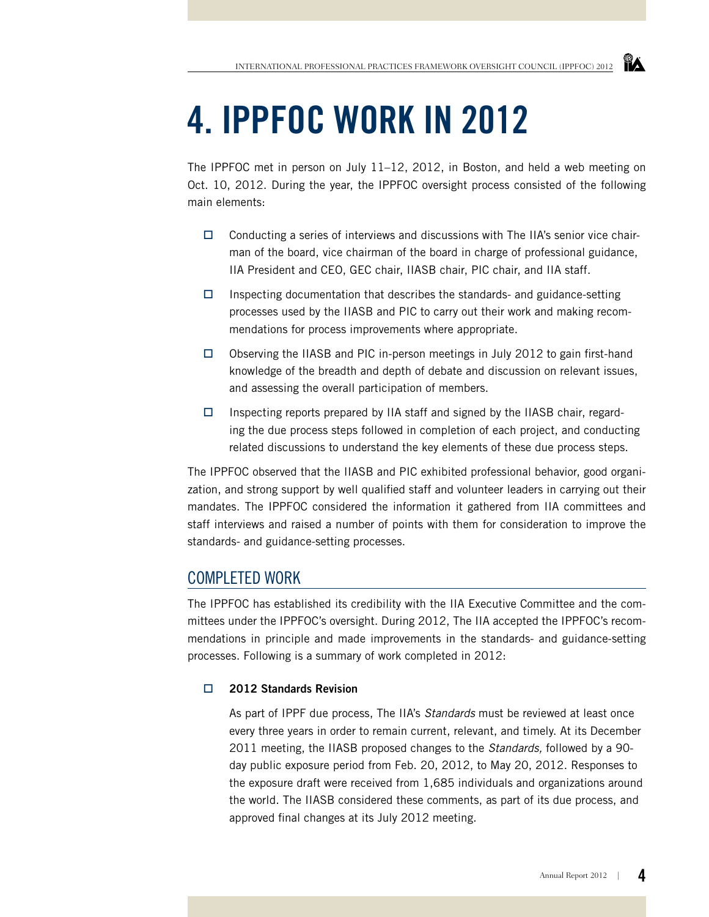# 4. IPPFOC WORK IN 2012

The IPPFOC met in person on July 11–12, 2012, in Boston, and held a web meeting on Oct. 10, 2012. During the year, the IPPFOC oversight process consisted of the following main elements:

- Conducting a series of interviews and discussions with The IIA's senior vice chairman of the board, vice chairman of the board in charge of professional guidance, IIA President and CEO, GEC chair, IIASB chair, PIC chair, and IIA staff.
- Inspecting documentation that describes the standards- and guidance-setting processes used by the IIASB and PIC to carry out their work and making recommendations for process improvements where appropriate.
- Observing the IIASB and PIC in-person meetings in July 2012 to gain first-hand knowledge of the breadth and depth of debate and discussion on relevant issues, and assessing the overall participation of members.
- Inspecting reports prepared by IIA staff and signed by the IIASB chair, regarding the due process steps followed in completion of each project, and conducting related discussions to understand the key elements of these due process steps.

The IPPFOC observed that the IIASB and PIC exhibited professional behavior, good organization, and strong support by well qualified staff and volunteer leaders in carrying out their mandates. The IPPFOC considered the information it gathered from IIA committees and staff interviews and raised a number of points with them for consideration to improve the standards- and guidance-setting processes.

## COMPLETED WORK

The IPPFOC has established its credibility with the IIA Executive Committee and the committees under the IPPFOC's oversight. During 2012, The IIA accepted the IPPFOC's recommendations in principle and made improvements in the standards- and guidance-setting processes. Following is a summary of work completed in 2012:

- **2012 Standards Revision**

  As part of IPPF due process, The IIA's *Standards* must be reviewed at least once every three years in order to remain current, relevant, and timely. At its December 2011 meeting, the IIASB proposed changes to the *Standards,* followed by a 90-day public exposure period from Feb. 20, 2012, to May 20, 2012. Responses to the exposure draft were received from 1,685 individuals and organizations around the world. The IIASB considered these comments, as part of its due process, and approved final changes at its July 2012 meeting.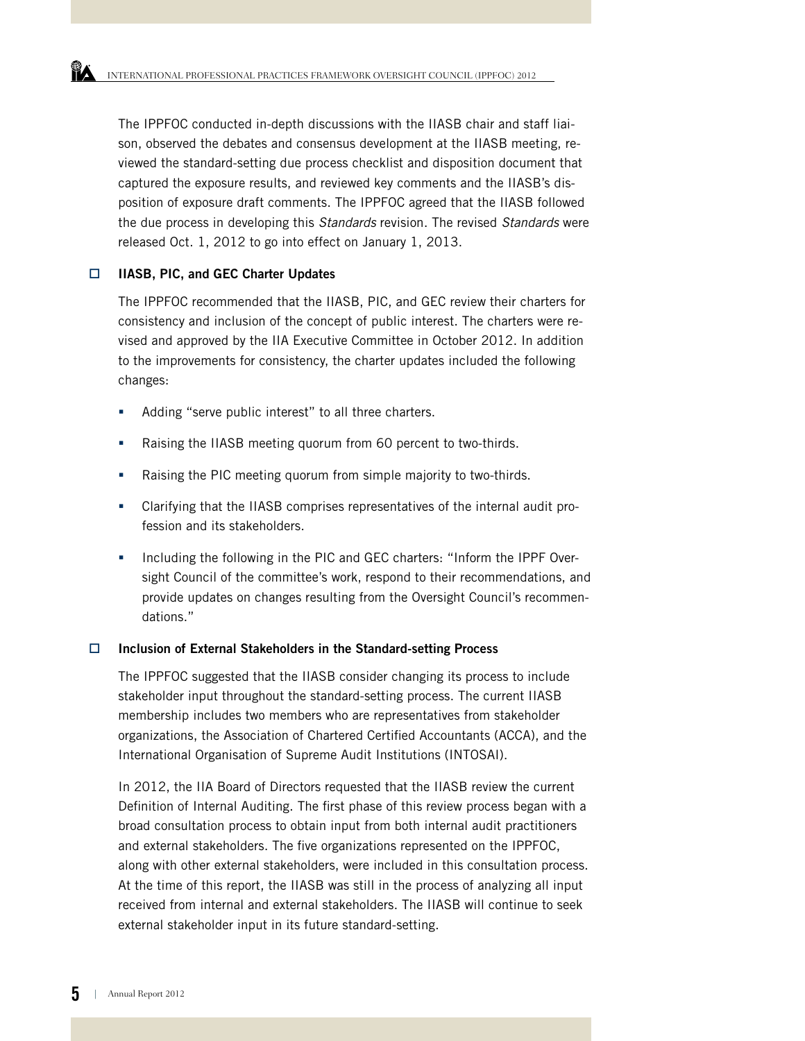The IPPFOC conducted in-depth discussions with the IIASB chair and staff liaison, observed the debates and consensus development at the IIASB meeting, reviewed the standard-setting due process checklist and disposition document that captured the exposure results, and reviewed key comments and the IIASB's disposition of exposure draft comments. The IPPFOC agreed that the IIASB followed the due process in developing this *Standards* revision. The revised *Standards* were released Oct. 1, 2012 to go into effect on January 1, 2013.

### IIASB, PIC, and GEC Charter Updates

The IPPFOC recommended that the IIASB, PIC, and GEC review their charters for consistency and inclusion of the concept of public interest. The charters were revised and approved by the IIA Executive Committee in October 2012. In addition to the improvements for consistency, the charter updates included the following changes:

- Adding "serve public interest" to all three charters.
- Raising the IIASB meeting quorum from 60 percent to two-thirds.
- Raising the PIC meeting quorum from simple majority to two-thirds.
- Clarifying that the IIASB comprises representatives of the internal audit profession and its stakeholders.
- Including the following in the PIC and GEC charters: "Inform the IPPF Oversight Council of the committee's work, respond to their recommendations, and provide updates on changes resulting from the Oversight Council's recommendations."

### Inclusion of External Stakeholders in the Standard-setting Process

The IPPFOC suggested that the IIASB consider changing its process to include stakeholder input throughout the standard-setting process. The current IIASB membership includes two members who are representatives from stakeholder organizations, the Association of Chartered Certified Accountants (ACCA), and the International Organisation of Supreme Audit Institutions (INTOSAI).

In 2012, the IIA Board of Directors requested that the IIASB review the current Definition of Internal Auditing. The first phase of this review process began with a broad consultation process to obtain input from both internal audit practitioners and external stakeholders. The five organizations represented on the IPPFOC, along with other external stakeholders, were included in this consultation process. At the time of this report, the IIASB was still in the process of analyzing all input received from internal and external stakeholders. The IIASB will continue to seek external stakeholder input in its future standard-setting.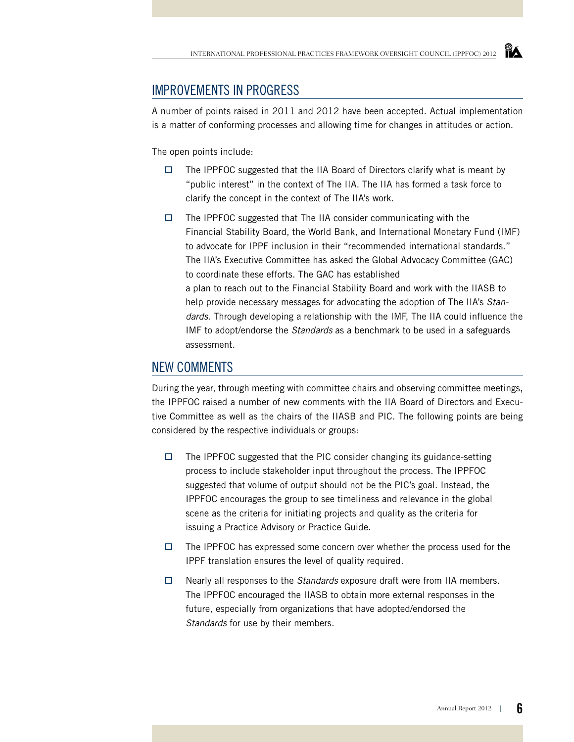## IMPROVEMENTS IN PROGRESS

A number of points raised in 2011 and 2012 have been accepted. Actual implementation is a matter of conforming processes and allowing time for changes in attitudes or action.

The open points include:

- The IPPFOC suggested that the IIA Board of Directors clarify what is meant by "public interest" in the context of The IIA. The IIA has formed a task force to clarify the concept in the context of The IIA's work.
- The IPPFOC suggested that The IIA consider communicating with the Financial Stability Board, the World Bank, and International Monetary Fund (IMF) to advocate for IPPF inclusion in their "recommended international standards." The IIA's Executive Committee has asked the Global Advocacy Committee (GAC) to coordinate these efforts. The GAC has established a plan to reach out to the Financial Stability Board and work with the IIASB to help provide necessary messages for advocating the adoption of The IIA's *Standards*. Through developing a relationship with the IMF, The IIA could influence the IMF to adopt/endorse the *Standards* as a benchmark to be used in a safeguards assessment.

## NEW COMMENTS

During the year, through meeting with committee chairs and observing committee meetings, the IPPFOC raised a number of new comments with the IIA Board of Directors and Executive Committee as well as the chairs of the IIASB and PIC. The following points are being considered by the respective individuals or groups:

- The IPPFOC suggested that the PIC consider changing its guidance-setting process to include stakeholder input throughout the process. The IPPFOC suggested that volume of output should not be the PIC's goal. Instead, the IPPFOC encourages the group to see timeliness and relevance in the global scene as the criteria for initiating projects and quality as the criteria for issuing a Practice Advisory or Practice Guide.
- The IPPFOC has expressed some concern over whether the process used for the IPPF translation ensures the level of quality required.
- Nearly all responses to the *Standards* exposure draft were from IIA members. The IPPFOC encouraged the IIASB to obtain more external responses in the future, especially from organizations that have adopted/endorsed the *Standards* for use by their members.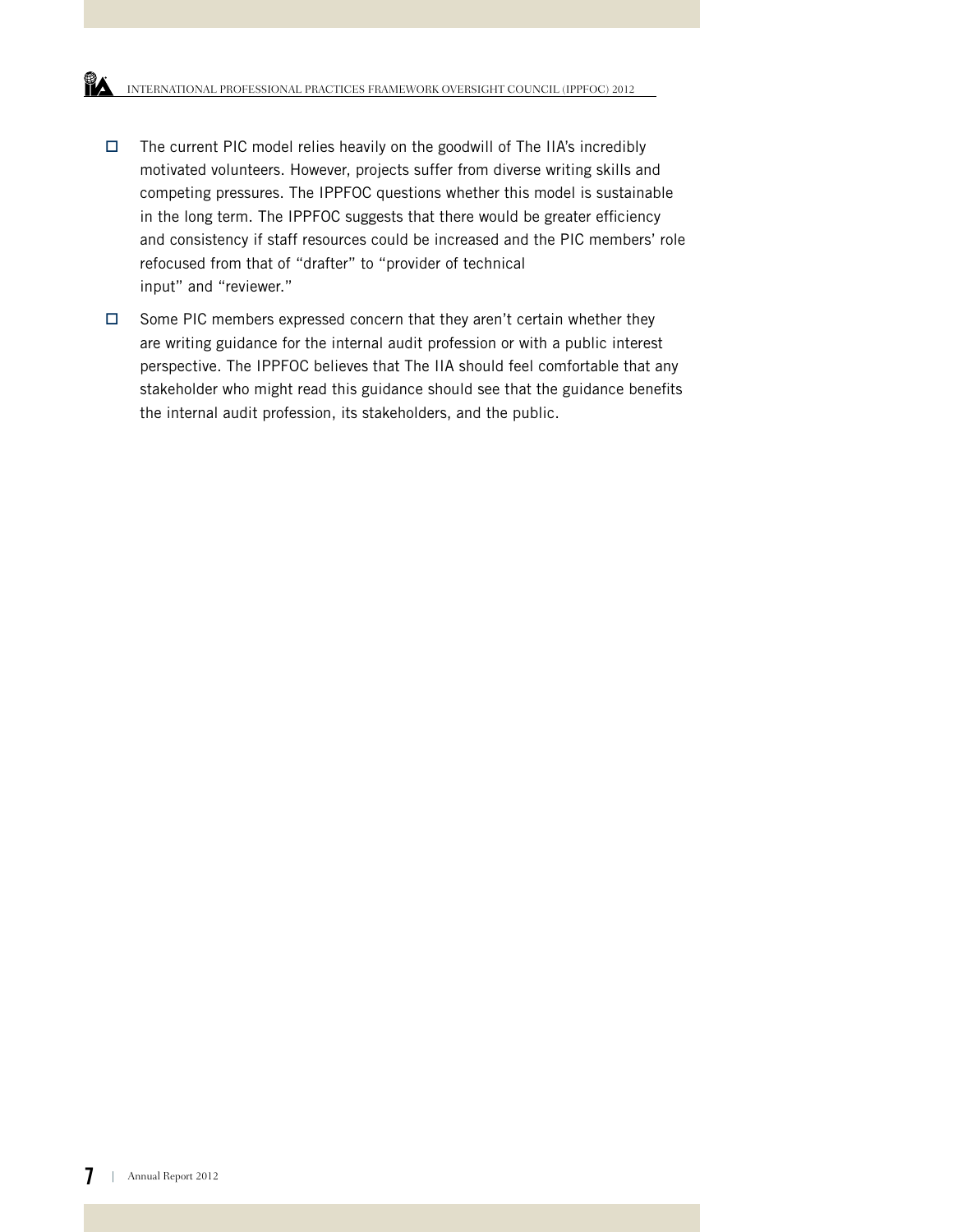- The current PIC model relies heavily on the goodwill of The IIA's incredibly motivated volunteers. However, projects suffer from diverse writing skills and competing pressures. The IPPFOC questions whether this model is sustainable in the long term. The IPPFOC suggests that there would be greater efficiency and consistency if staff resources could be increased and the PIC members' role refocused from that of "drafter" to "provider of technical input" and "reviewer."
- Some PIC members expressed concern that they aren't certain whether they are writing guidance for the internal audit profession or with a public interest perspective. The IPPFOC believes that The IIA should feel comfortable that any stakeholder who might read this guidance should see that the guidance benefits the internal audit profession, its stakeholders, and the public.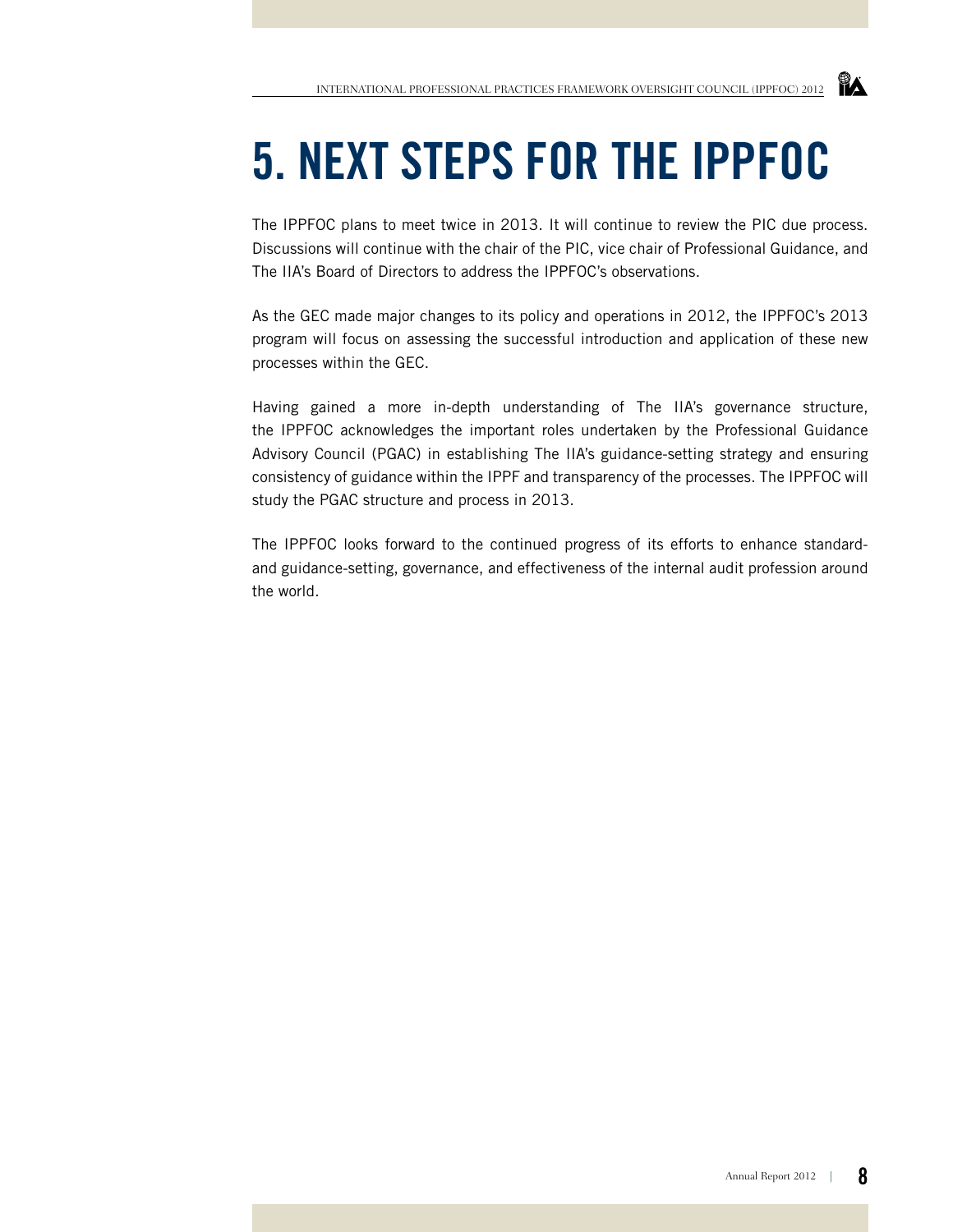# 5. NEXT STEPS FOR THE IPPFOC

The IPPFOC plans to meet twice in 2013. It will continue to review the PIC due process. Discussions will continue with the chair of the PIC, vice chair of Professional Guidance, and The IIA's Board of Directors to address the IPPFOC's observations.

As the GEC made major changes to its policy and operations in 2012, the IPPFOC's 2013 program will focus on assessing the successful introduction and application of these new processes within the GEC.

Having gained a more in-depth understanding of The IIA's governance structure, the IPPFOC acknowledges the important roles undertaken by the Professional Guidance Advisory Council (PGAC) in establishing The IIA's guidance-setting strategy and ensuring consistency of guidance within the IPPF and transparency of the processes. The IPPFOC will study the PGAC structure and process in 2013.

The IPPFOC looks forward to the continued progress of its efforts to enhance standard- and guidance-setting, governance, and effectiveness of the internal audit profession around the world.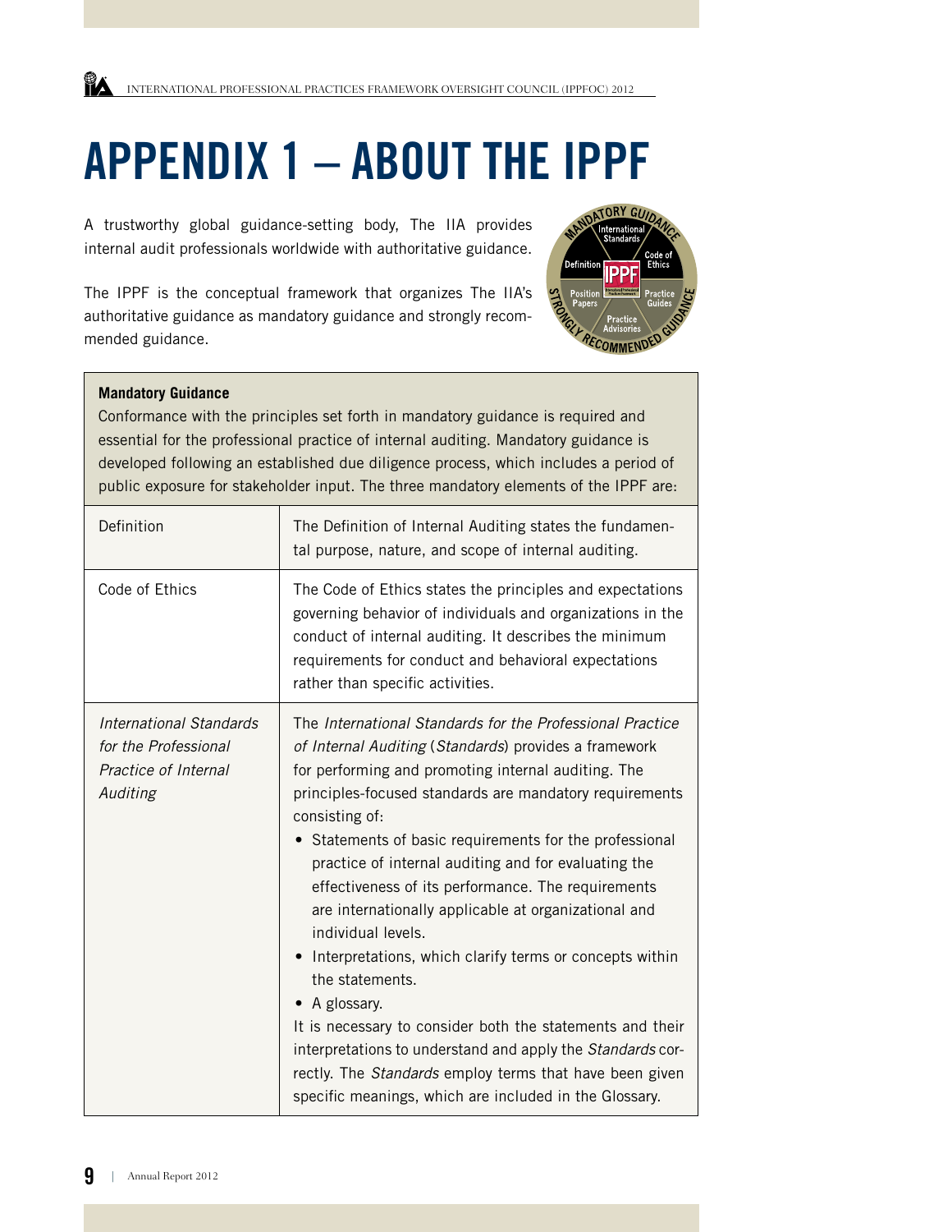# APPENDIX 1 – ABOUT THE IPPF

A trustworthy global guidance-setting body, The IIA provides internal audit professionals worldwide with authoritative guidance.

The IPPF is the conceptual framework that organizes The IIA's authoritative guidance as mandatory guidance and strongly recommended guidance.

| **Mandatory Guidance**<br>Conformance with the principles set forth in mandatory guidance is required and essential for the professional practice of internal auditing. Mandatory guidance is developed following an established due diligence process, which includes a period of public exposure for stakeholder input. The three mandatory elements of the IPPF are: | |
|---|---|
| Definition | The Definition of Internal Auditing states the fundamental purpose, nature, and scope of internal auditing. |
| Code of Ethics | The Code of Ethics states the principles and expectations governing behavior of individuals and organizations in the conduct of internal auditing. It describes the minimum requirements for conduct and behavioral expectations rather than specific activities. |
| *International Standards for the Professional Practice of Internal Auditing* | The *International Standards for the Professional Practice of Internal Auditing* (*Standards*) provides a framework for performing and promoting internal auditing. The principles-focused standards are mandatory requirements consisting of:<br>• Statements of basic requirements for the professional practice of internal auditing and for evaluating the effectiveness of its performance. The requirements are internationally applicable at organizational and individual levels.<br>• Interpretations, which clarify terms or concepts within the statements.<br>• A glossary.<br>It is necessary to consider both the statements and their interpretations to understand and apply the *Standards* correctly. The *Standards* employ terms that have been given specific meanings, which are included in the Glossary. |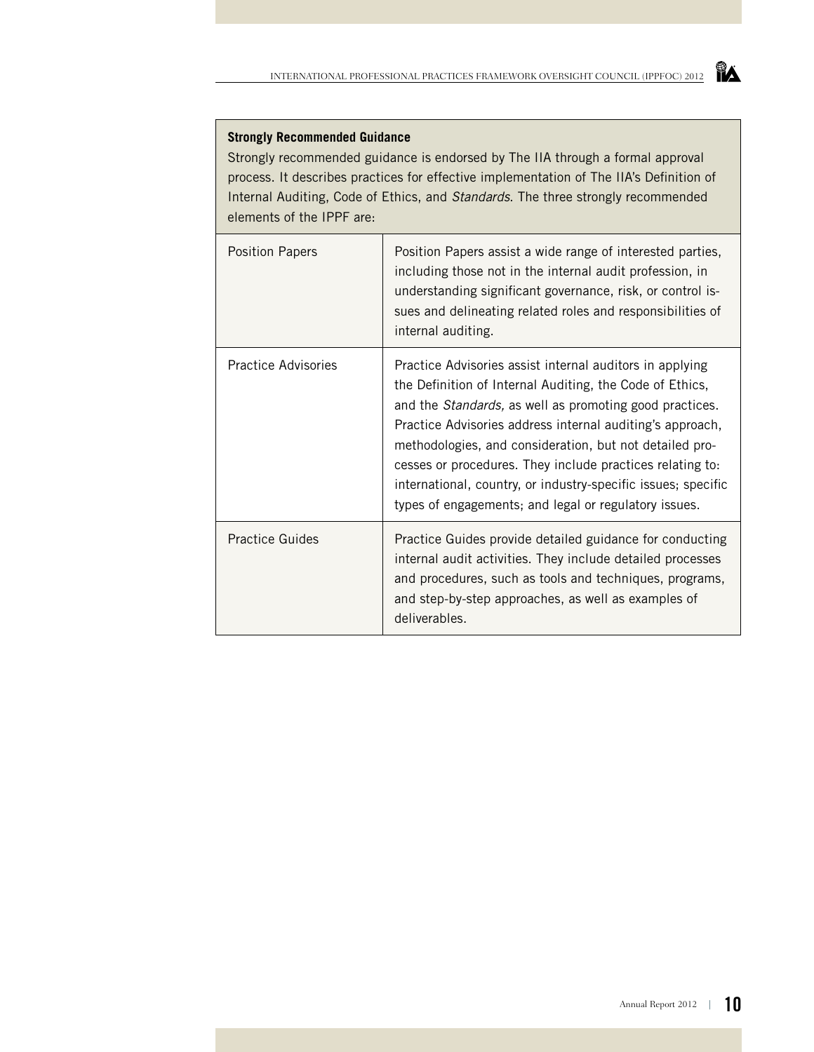**Strongly Recommended Guidance**

Strongly recommended guidance is endorsed by The IIA through a formal approval process. It describes practices for effective implementation of The IIA's Definition of Internal Auditing, Code of Ethics, and *Standards*. The three strongly recommended elements of the IPPF are:

| Element | Description |
|---|---|
| Position Papers | Position Papers assist a wide range of interested parties, including those not in the internal audit profession, in understanding significant governance, risk, or control issues and delineating related roles and responsibilities of internal auditing. |
| Practice Advisories | Practice Advisories assist internal auditors in applying the Definition of Internal Auditing, the Code of Ethics, and the *Standards,* as well as promoting good practices. Practice Advisories address internal auditing's approach, methodologies, and consideration, but not detailed processes or procedures. They include practices relating to: international, country, or industry-specific issues; specific types of engagements; and legal or regulatory issues. |
| Practice Guides | Practice Guides provide detailed guidance for conducting internal audit activities. They include detailed processes and procedures, such as tools and techniques, programs, and step-by-step approaches, as well as examples of deliverables. |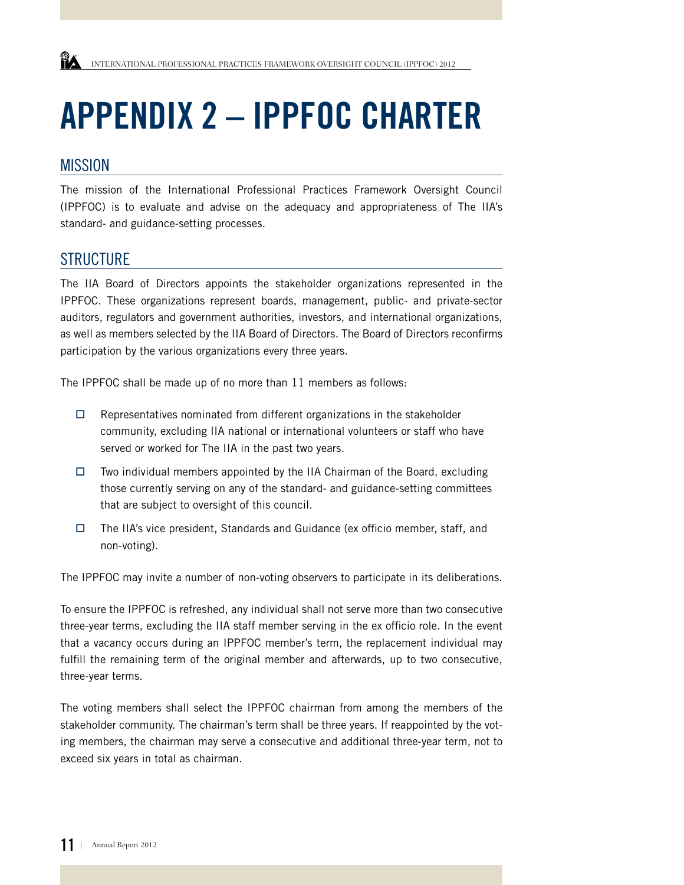# APPENDIX 2 – IPPFOC CHARTER

## MISSION

The mission of the International Professional Practices Framework Oversight Council (IPPFOC) is to evaluate and advise on the adequacy and appropriateness of The IIA's standard- and guidance-setting processes.

## STRUCTURE

The IIA Board of Directors appoints the stakeholder organizations represented in the IPPFOC. These organizations represent boards, management, public- and private-sector auditors, regulators and government authorities, investors, and international organizations, as well as members selected by the IIA Board of Directors. The Board of Directors reconfirms participation by the various organizations every three years.

The IPPFOC shall be made up of no more than 11 members as follows:

- Representatives nominated from different organizations in the stakeholder community, excluding IIA national or international volunteers or staff who have served or worked for The IIA in the past two years.
- Two individual members appointed by the IIA Chairman of the Board, excluding those currently serving on any of the standard- and guidance-setting committees that are subject to oversight of this council.
- The IIA's vice president, Standards and Guidance (ex officio member, staff, and non-voting).

The IPPFOC may invite a number of non-voting observers to participate in its deliberations.

To ensure the IPPFOC is refreshed, any individual shall not serve more than two consecutive three-year terms, excluding the IIA staff member serving in the ex officio role. In the event that a vacancy occurs during an IPPFOC member's term, the replacement individual may fulfill the remaining term of the original member and afterwards, up to two consecutive, three-year terms.

The voting members shall select the IPPFOC chairman from among the members of the stakeholder community. The chairman's term shall be three years. If reappointed by the voting members, the chairman may serve a consecutive and additional three-year term, not to exceed six years in total as chairman.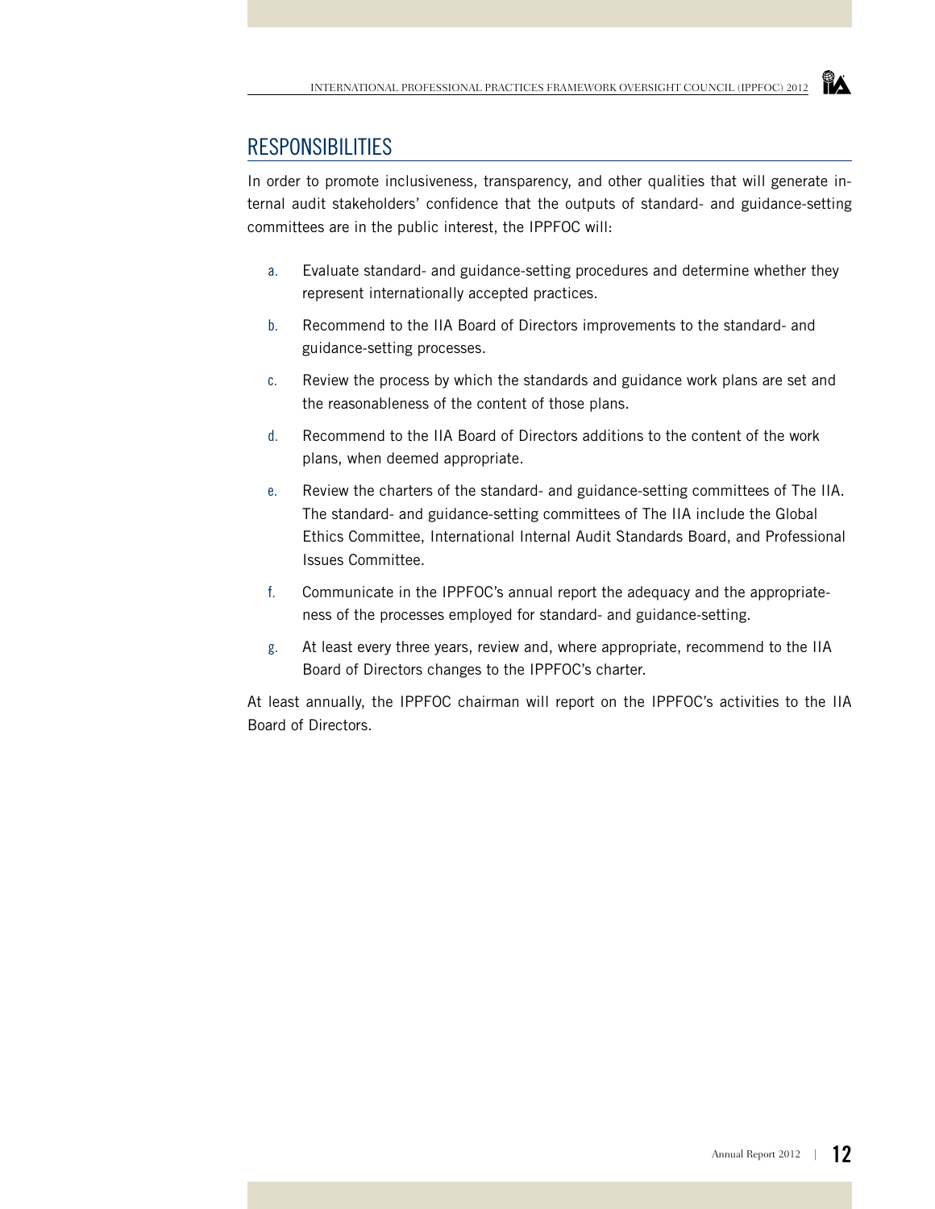## RESPONSIBILITIES

In order to promote inclusiveness, transparency, and other qualities that will generate internal audit stakeholders' confidence that the outputs of standard- and guidance-setting committees are in the public interest, the IPPFOC will:

a. Evaluate standard- and guidance-setting procedures and determine whether they represent internationally accepted practices.

b. Recommend to the IIA Board of Directors improvements to the standard- and guidance-setting processes.

c. Review the process by which the standards and guidance work plans are set and the reasonableness of the content of those plans.

d. Recommend to the IIA Board of Directors additions to the content of the work plans, when deemed appropriate.

e. Review the charters of the standard- and guidance-setting committees of The IIA. The standard- and guidance-setting committees of The IIA include the Global Ethics Committee, International Internal Audit Standards Board, and Professional Issues Committee.

f. Communicate in the IPPFOC's annual report the adequacy and the appropriateness of the processes employed for standard- and guidance-setting.

g. At least every three years, review and, where appropriate, recommend to the IIA Board of Directors changes to the IPPFOC's charter.

At least annually, the IPPFOC chairman will report on the IPPFOC's activities to the IIA Board of Directors.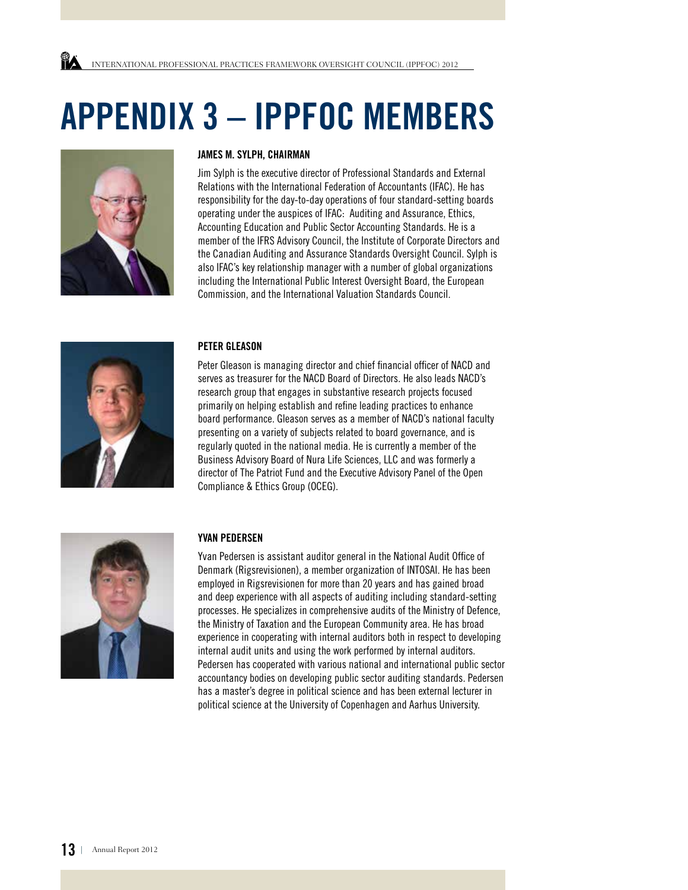# APPENDIX 3 – IPPFOC MEMBERS

### JAMES M. SYLPH, CHAIRMAN

Jim Sylph is the executive director of Professional Standards and External Relations with the International Federation of Accountants (IFAC). He has responsibility for the day-to-day operations of four standard-setting boards operating under the auspices of IFAC: Auditing and Assurance, Ethics, Accounting Education and Public Sector Accounting Standards. He is a member of the IFRS Advisory Council, the Institute of Corporate Directors and the Canadian Auditing and Assurance Standards Oversight Council. Sylph is also IFAC's key relationship manager with a number of global organizations including the International Public Interest Oversight Board, the European Commission, and the International Valuation Standards Council.

### PETER GLEASON

Peter Gleason is managing director and chief financial officer of NACD and serves as treasurer for the NACD Board of Directors. He also leads NACD's research group that engages in substantive research projects focused primarily on helping establish and refine leading practices to enhance board performance. Gleason serves as a member of NACD's national faculty presenting on a variety of subjects related to board governance, and is regularly quoted in the national media. He is currently a member of the Business Advisory Board of Nura Life Sciences, LLC and was formerly a director of The Patriot Fund and the Executive Advisory Panel of the Open Compliance & Ethics Group (OCEG).

### YVAN PEDERSEN

Yvan Pedersen is assistant auditor general in the National Audit Office of Denmark (Rigsrevisionen), a member organization of INTOSAI. He has been employed in Rigsrevisionen for more than 20 years and has gained broad and deep experience with all aspects of auditing including standard-setting processes. He specializes in comprehensive audits of the Ministry of Defence, the Ministry of Taxation and the European Community area. He has broad experience in cooperating with internal auditors both in respect to developing internal audit units and using the work performed by internal auditors. Pedersen has cooperated with various national and international public sector accountancy bodies on developing public sector auditing standards. Pedersen has a master's degree in political science and has been external lecturer in political science at the University of Copenhagen and Aarhus University.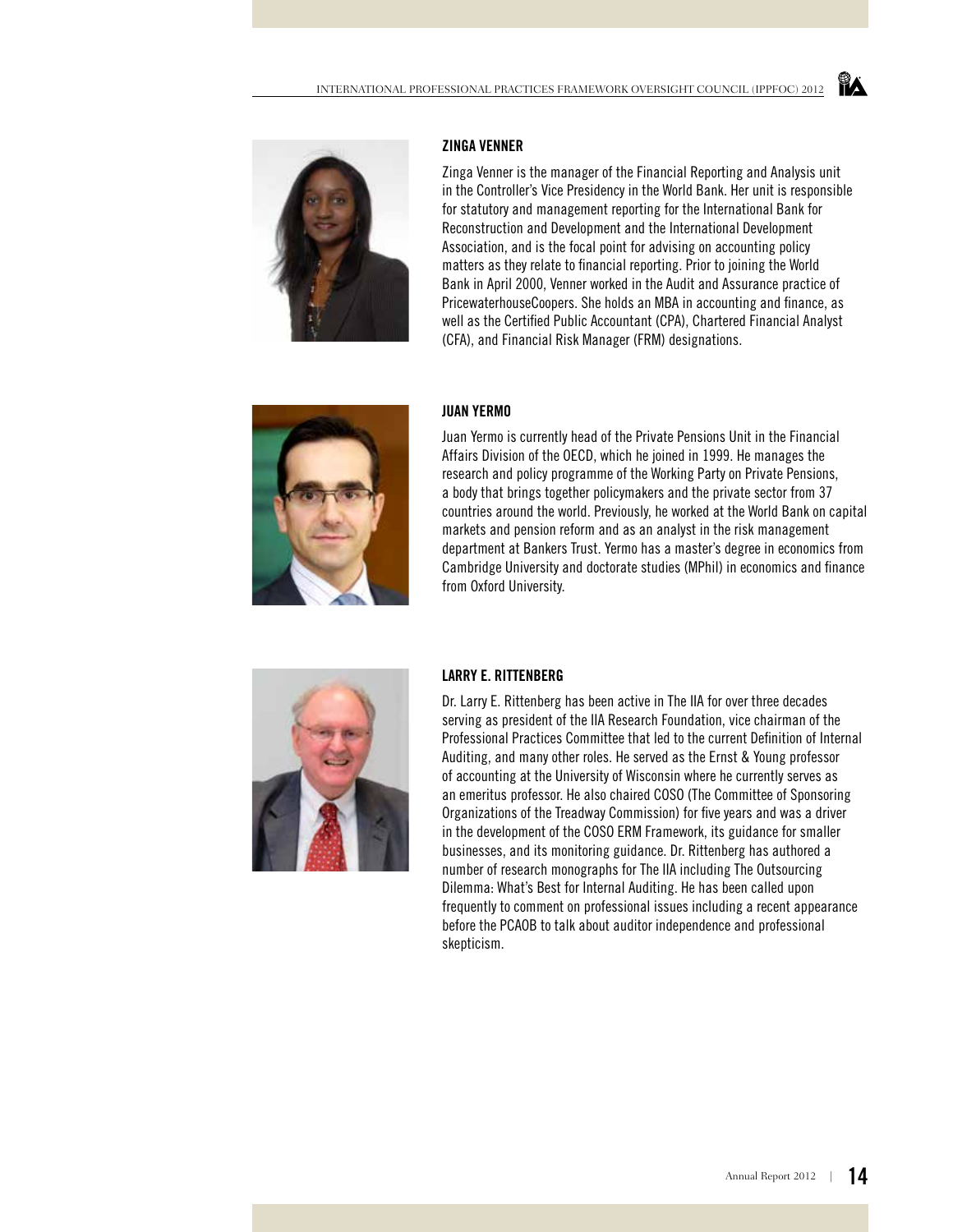### ZINGA VENNER

Zinga Venner is the manager of the Financial Reporting and Analysis unit in the Controller's Vice Presidency in the World Bank. Her unit is responsible for statutory and management reporting for the International Bank for Reconstruction and Development and the International Development Association, and is the focal point for advising on accounting policy matters as they relate to financial reporting. Prior to joining the World Bank in April 2000, Venner worked in the Audit and Assurance practice of PricewaterhouseCoopers. She holds an MBA in accounting and finance, as well as the Certified Public Accountant (CPA), Chartered Financial Analyst (CFA), and Financial Risk Manager (FRM) designations.

### JUAN YERMO

Juan Yermo is currently head of the Private Pensions Unit in the Financial Affairs Division of the OECD, which he joined in 1999. He manages the research and policy programme of the Working Party on Private Pensions, a body that brings together policymakers and the private sector from 37 countries around the world. Previously, he worked at the World Bank on capital markets and pension reform and as an analyst in the risk management department at Bankers Trust. Yermo has a master's degree in economics from Cambridge University and doctorate studies (MPhil) in economics and finance from Oxford University.

### LARRY E. RITTENBERG

Dr. Larry E. Rittenberg has been active in The IIA for over three decades serving as president of the IIA Research Foundation, vice chairman of the Professional Practices Committee that led to the current Definition of Internal Auditing, and many other roles. He served as the Ernst & Young professor of accounting at the University of Wisconsin where he currently serves as an emeritus professor. He also chaired COSO (The Committee of Sponsoring Organizations of the Treadway Commission) for five years and was a driver in the development of the COSO ERM Framework, its guidance for smaller businesses, and its monitoring guidance. Dr. Rittenberg has authored a number of research monographs for The IIA including The Outsourcing Dilemma: What's Best for Internal Auditing. He has been called upon frequently to comment on professional issues including a recent appearance before the PCAOB to talk about auditor independence and professional skepticism.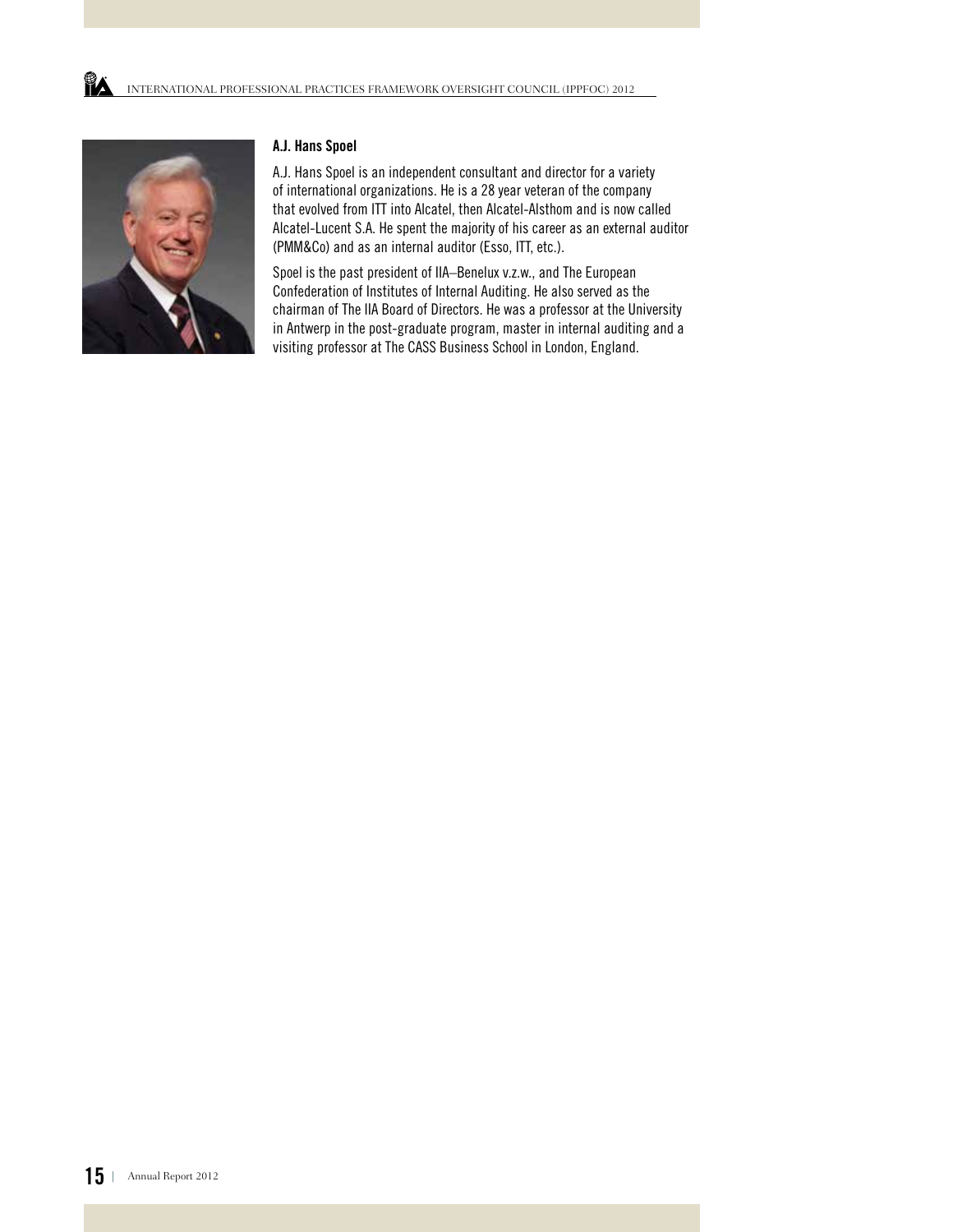### A.J. Hans Spoel

A.J. Hans Spoel is an independent consultant and director for a variety of international organizations. He is a 28 year veteran of the company that evolved from ITT into Alcatel, then Alcatel-Alsthom and is now called Alcatel-Lucent S.A. He spent the majority of his career as an external auditor (PMM&Co) and as an internal auditor (Esso, ITT, etc.).

Spoel is the past president of IIA–Benelux v.z.w., and The European Confederation of Institutes of Internal Auditing. He also served as the chairman of The IIA Board of Directors. He was a professor at the University in Antwerp in the post-graduate program, master in internal auditing and a visiting professor at The CASS Business School in London, England.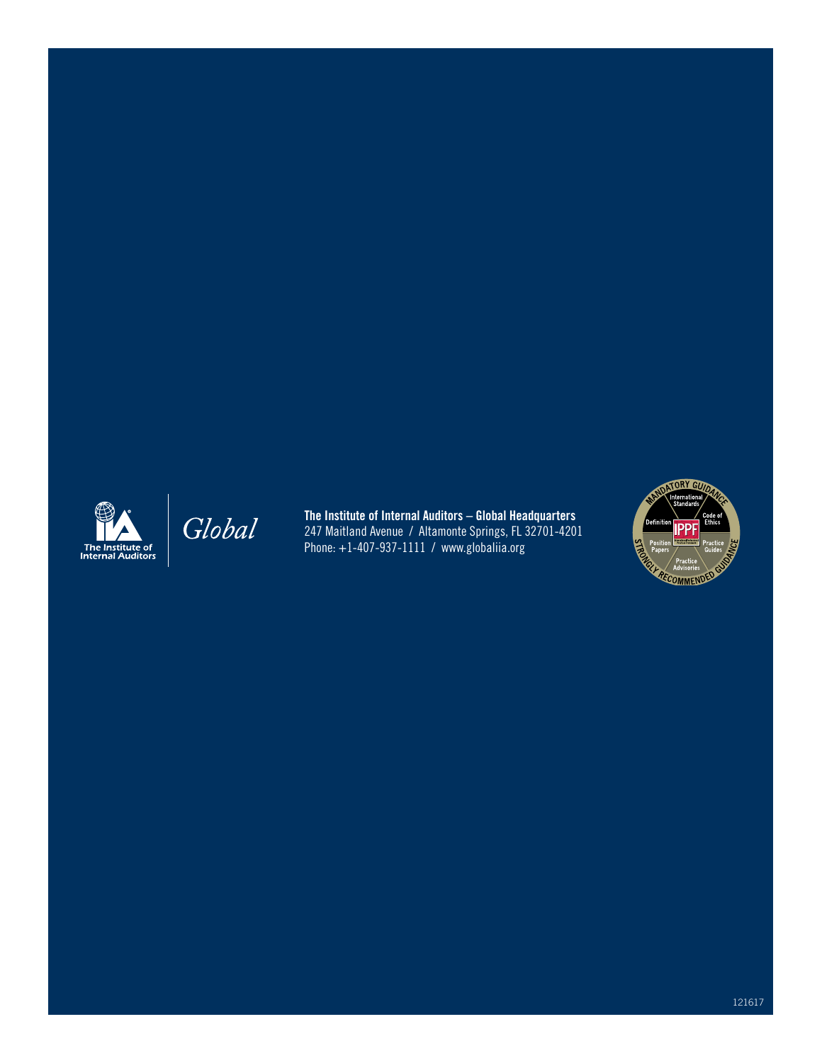The Institute of Internal Auditors

Global

**The Institute of Internal Auditors – Global Headquarters**
247 Maitland Avenue / Altamonte Springs, FL 32701-4201
Phone: +1-407-937-1111 / www.globaliia.org

MANDATORY GUIDANCE

International Standards

Code of Ethics

Definition

IPPF

Position Papers

Practice Guides

Practice Advisories

STRONGLY RECOMMENDED GUIDANCE

121617